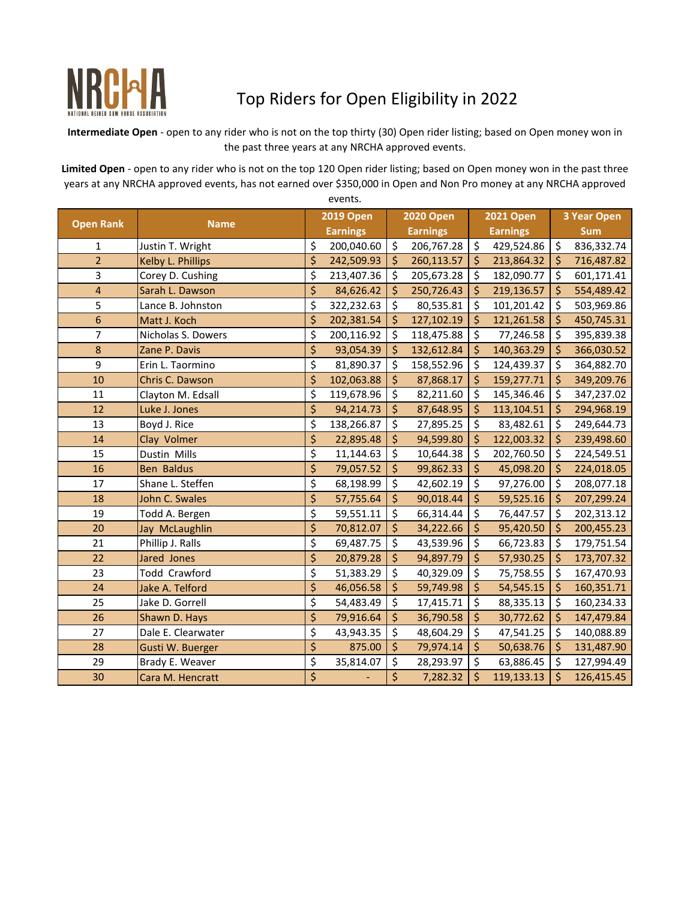# Top Riders for Open Eligibility in 2022

**Intermediate Open** - open to any rider who is not on the top thirty (30) Open rider listing; based on Open money won in the past three years at any NRCHA approved events.

**Limited Open** - open to any rider who is not on the top 120 Open rider listing; based on Open money won in the past three years at any NRCHA approved events, has not earned over $350,000 in Open and Non Pro money at any NRCHA approved events.

| Open Rank | Name | 2019 Open Earnings | 2020 Open Earnings | 2021 Open Earnings | 3 Year Open Sum |
|---|---|---|---|---|---|
| 1 | Justin T. Wright | $ 200,040.60 | $ 206,767.28 | $ 429,524.86 | $ 836,332.74 |
| 2 | Kelby L. Phillips | $ 242,509.93 | $ 260,113.57 | $ 213,864.32 | $ 716,487.82 |
| 3 | Corey D. Cushing | $ 213,407.36 | $ 205,673.28 | $ 182,090.77 | $ 601,171.41 |
| 4 | Sarah L. Dawson | $ 84,626.42 | $ 250,726.43 | $ 219,136.57 | $ 554,489.42 |
| 5 | Lance B. Johnston | $ 322,232.63 | $ 80,535.81 | $ 101,201.42 | $ 503,969.86 |
| 6 | Matt J. Koch | $ 202,381.54 | $ 127,102.19 | $ 121,261.58 | $ 450,745.31 |
| 7 | Nicholas S. Dowers | $ 200,116.92 | $ 118,475.88 | $ 77,246.58 | $ 395,839.38 |
| 8 | Zane P. Davis | $ 93,054.39 | $ 132,612.84 | $ 140,363.29 | $ 366,030.52 |
| 9 | Erin L. Taormino | $ 81,890.37 | $ 158,552.96 | $ 124,439.37 | $ 364,882.70 |
| 10 | Chris C. Dawson | $ 102,063.88 | $ 87,868.17 | $ 159,277.71 | $ 349,209.76 |
| 11 | Clayton M. Edsall | $ 119,678.96 | $ 82,211.60 | $ 145,346.46 | $ 347,237.02 |
| 12 | Luke J. Jones | $ 94,214.73 | $ 87,648.95 | $ 113,104.51 | $ 294,968.19 |
| 13 | Boyd J. Rice | $ 138,266.87 | $ 27,895.25 | $ 83,482.61 | $ 249,644.73 |
| 14 | Clay Volmer | $ 22,895.48 | $ 94,599.80 | $ 122,003.32 | $ 239,498.60 |
| 15 | Dustin Mills | $ 11,144.63 | $ 10,644.38 | $ 202,760.50 | $ 224,549.51 |
| 16 | Ben Baldus | $ 79,057.52 | $ 99,862.33 | $ 45,098.20 | $ 224,018.05 |
| 17 | Shane L. Steffen | $ 68,198.99 | $ 42,602.19 | $ 97,276.00 | $ 208,077.18 |
| 18 | John C. Swales | $ 57,755.64 | $ 90,018.44 | $ 59,525.16 | $ 207,299.24 |
| 19 | Todd A. Bergen | $ 59,551.11 | $ 66,314.44 | $ 76,447.57 | $ 202,313.12 |
| 20 | Jay McLaughlin | $ 70,812.07 | $ 34,222.66 | $ 95,420.50 | $ 200,455.23 |
| 21 | Phillip J. Ralls | $ 69,487.75 | $ 43,539.96 | $ 66,723.83 | $ 179,751.54 |
| 22 | Jared Jones | $ 20,879.28 | $ 94,897.79 | $ 57,930.25 | $ 173,707.32 |
| 23 | Todd Crawford | $ 51,383.29 | $ 40,329.09 | $ 75,758.55 | $ 167,470.93 |
| 24 | Jake A. Telford | $ 46,056.58 | $ 59,749.98 | $ 54,545.15 | $ 160,351.71 |
| 25 | Jake D. Gorrell | $ 54,483.49 | $ 17,415.71 | $ 88,335.13 | $ 160,234.33 |
| 26 | Shawn D. Hays | $ 79,916.64 | $ 36,790.58 | $ 30,772.62 | $ 147,479.84 |
| 27 | Dale E. Clearwater | $ 43,943.35 | $ 48,604.29 | $ 47,541.25 | $ 140,088.89 |
| 28 | Gusti W. Buerger | $ 875.00 | $ 79,974.14 | $ 50,638.76 | $ 131,487.90 |
| 29 | Brady E. Weaver | $ 35,814.07 | $ 28,293.97 | $ 63,886.45 | $ 127,994.49 |
| 30 | Cara M. Hencratt | $ - | $ 7,282.32 | $ 119,133.13 | $ 126,415.45 |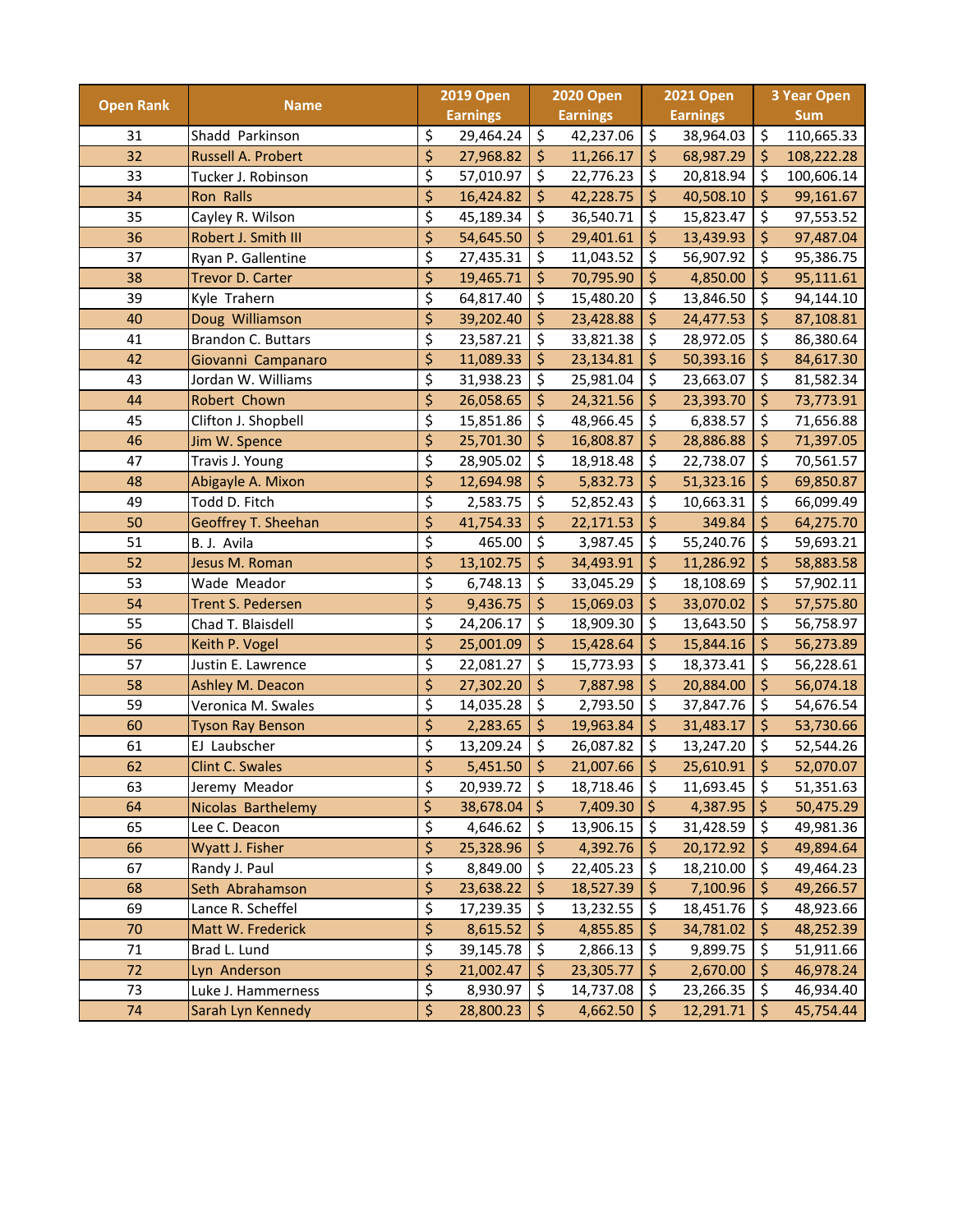| Open Rank | Name | 2019 Open Earnings | 2020 Open Earnings | 2021 Open Earnings | 3 Year Open Sum |
|---|---|---|---|---|---|
| 31 | Shadd Parkinson | $ 29,464.24 | $ 42,237.06 | $ 38,964.03 | $ 110,665.33 |
| 32 | Russell A. Probert | $ 27,968.82 | $ 11,266.17 | $ 68,987.29 | $ 108,222.28 |
| 33 | Tucker J. Robinson | $ 57,010.97 | $ 22,776.23 | $ 20,818.94 | $ 100,606.14 |
| 34 | Ron Ralls | $ 16,424.82 | $ 42,228.75 | $ 40,508.10 | $ 99,161.67 |
| 35 | Cayley R. Wilson | $ 45,189.34 | $ 36,540.71 | $ 15,823.47 | $ 97,553.52 |
| 36 | Robert J. Smith III | $ 54,645.50 | $ 29,401.61 | $ 13,439.93 | $ 97,487.04 |
| 37 | Ryan P. Gallentine | $ 27,435.31 | $ 11,043.52 | $ 56,907.92 | $ 95,386.75 |
| 38 | Trevor D. Carter | $ 19,465.71 | $ 70,795.90 | $ 4,850.00 | $ 95,111.61 |
| 39 | Kyle Trahern | $ 64,817.40 | $ 15,480.20 | $ 13,846.50 | $ 94,144.10 |
| 40 | Doug Williamson | $ 39,202.40 | $ 23,428.88 | $ 24,477.53 | $ 87,108.81 |
| 41 | Brandon C. Buttars | $ 23,587.21 | $ 33,821.38 | $ 28,972.05 | $ 86,380.64 |
| 42 | Giovanni Campanaro | $ 11,089.33 | $ 23,134.81 | $ 50,393.16 | $ 84,617.30 |
| 43 | Jordan W. Williams | $ 31,938.23 | $ 25,981.04 | $ 23,663.07 | $ 81,582.34 |
| 44 | Robert Chown | $ 26,058.65 | $ 24,321.56 | $ 23,393.70 | $ 73,773.91 |
| 45 | Clifton J. Shopbell | $ 15,851.86 | $ 48,966.45 | $ 6,838.57 | $ 71,656.88 |
| 46 | Jim W. Spence | $ 25,701.30 | $ 16,808.87 | $ 28,886.88 | $ 71,397.05 |
| 47 | Travis J. Young | $ 28,905.02 | $ 18,918.48 | $ 22,738.07 | $ 70,561.57 |
| 48 | Abigayle A. Mixon | $ 12,694.98 | $ 5,832.73 | $ 51,323.16 | $ 69,850.87 |
| 49 | Todd D. Fitch | $ 2,583.75 | $ 52,852.43 | $ 10,663.31 | $ 66,099.49 |
| 50 | Geoffrey T. Sheehan | $ 41,754.33 | $ 22,171.53 | $ 349.84 | $ 64,275.70 |
| 51 | B. J. Avila | $ 465.00 | $ 3,987.45 | $ 55,240.76 | $ 59,693.21 |
| 52 | Jesus M. Roman | $ 13,102.75 | $ 34,493.91 | $ 11,286.92 | $ 58,883.58 |
| 53 | Wade Meador | $ 6,748.13 | $ 33,045.29 | $ 18,108.69 | $ 57,902.11 |
| 54 | Trent S. Pedersen | $ 9,436.75 | $ 15,069.03 | $ 33,070.02 | $ 57,575.80 |
| 55 | Chad T. Blaisdell | $ 24,206.17 | $ 18,909.30 | $ 13,643.50 | $ 56,758.97 |
| 56 | Keith P. Vogel | $ 25,001.09 | $ 15,428.64 | $ 15,844.16 | $ 56,273.89 |
| 57 | Justin E. Lawrence | $ 22,081.27 | $ 15,773.93 | $ 18,373.41 | $ 56,228.61 |
| 58 | Ashley M. Deacon | $ 27,302.20 | $ 7,887.98 | $ 20,884.00 | $ 56,074.18 |
| 59 | Veronica M. Swales | $ 14,035.28 | $ 2,793.50 | $ 37,847.76 | $ 54,676.54 |
| 60 | Tyson Ray Benson | $ 2,283.65 | $ 19,963.84 | $ 31,483.17 | $ 53,730.66 |
| 61 | EJ Laubscher | $ 13,209.24 | $ 26,087.82 | $ 13,247.20 | $ 52,544.26 |
| 62 | Clint C. Swales | $ 5,451.50 | $ 21,007.66 | $ 25,610.91 | $ 52,070.07 |
| 63 | Jeremy Meador | $ 20,939.72 | $ 18,718.46 | $ 11,693.45 | $ 51,351.63 |
| 64 | Nicolas Barthelemy | $ 38,678.04 | $ 7,409.30 | $ 4,387.95 | $ 50,475.29 |
| 65 | Lee C. Deacon | $ 4,646.62 | $ 13,906.15 | $ 31,428.59 | $ 49,981.36 |
| 66 | Wyatt J. Fisher | $ 25,328.96 | $ 4,392.76 | $ 20,172.92 | $ 49,894.64 |
| 67 | Randy J. Paul | $ 8,849.00 | $ 22,405.23 | $ 18,210.00 | $ 49,464.23 |
| 68 | Seth Abrahamson | $ 23,638.22 | $ 18,527.39 | $ 7,100.96 | $ 49,266.57 |
| 69 | Lance R. Scheffel | $ 17,239.35 | $ 13,232.55 | $ 18,451.76 | $ 48,923.66 |
| 70 | Matt W. Frederick | $ 8,615.52 | $ 4,855.85 | $ 34,781.02 | $ 48,252.39 |
| 71 | Brad L. Lund | $ 39,145.78 | $ 2,866.13 | $ 9,899.75 | $ 51,911.66 |
| 72 | Lyn Anderson | $ 21,002.47 | $ 23,305.77 | $ 2,670.00 | $ 46,978.24 |
| 73 | Luke J. Hammerness | $ 8,930.97 | $ 14,737.08 | $ 23,266.35 | $ 46,934.40 |
| 74 | Sarah Lyn Kennedy | $ 28,800.23 | $ 4,662.50 | $ 12,291.71 | $ 45,754.44 |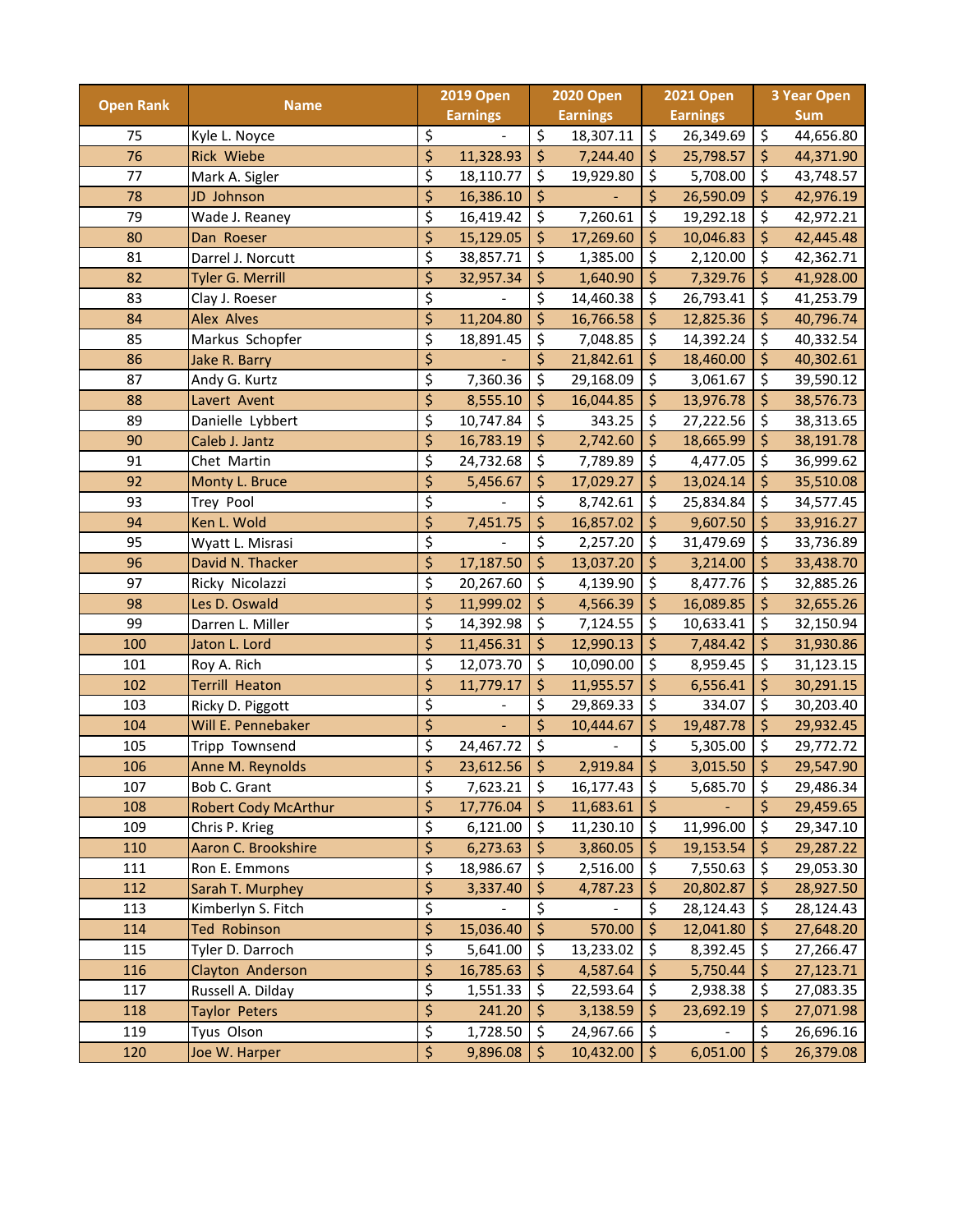| Open Rank | Name | 2019 Open Earnings | 2020 Open Earnings | 2021 Open Earnings | 3 Year Open Sum |
|---|---|---|---|---|---|
| 75 | Kyle L. Noyce | $ - | $ 18,307.11 | $ 26,349.69 | $ 44,656.80 |
| 76 | Rick Wiebe | $ 11,328.93 | $ 7,244.40 | $ 25,798.57 | $ 44,371.90 |
| 77 | Mark A. Sigler | $ 18,110.77 | $ 19,929.80 | $ 5,708.00 | $ 43,748.57 |
| 78 | JD Johnson | $ 16,386.10 | $ - | $ 26,590.09 | $ 42,976.19 |
| 79 | Wade J. Reaney | $ 16,419.42 | $ 7,260.61 | $ 19,292.18 | $ 42,972.21 |
| 80 | Dan Roeser | $ 15,129.05 | $ 17,269.60 | $ 10,046.83 | $ 42,445.48 |
| 81 | Darrel J. Norcutt | $ 38,857.71 | $ 1,385.00 | $ 2,120.00 | $ 42,362.71 |
| 82 | Tyler G. Merrill | $ 32,957.34 | $ 1,640.90 | $ 7,329.76 | $ 41,928.00 |
| 83 | Clay J. Roeser | $ - | $ 14,460.38 | $ 26,793.41 | $ 41,253.79 |
| 84 | Alex Alves | $ 11,204.80 | $ 16,766.58 | $ 12,825.36 | $ 40,796.74 |
| 85 | Markus Schopfer | $ 18,891.45 | $ 7,048.85 | $ 14,392.24 | $ 40,332.54 |
| 86 | Jake R. Barry | $ - | $ 21,842.61 | $ 18,460.00 | $ 40,302.61 |
| 87 | Andy G. Kurtz | $ 7,360.36 | $ 29,168.09 | $ 3,061.67 | $ 39,590.12 |
| 88 | Lavert Avent | $ 8,555.10 | $ 16,044.85 | $ 13,976.78 | $ 38,576.73 |
| 89 | Danielle Lybbert | $ 10,747.84 | $ 343.25 | $ 27,222.56 | $ 38,313.65 |
| 90 | Caleb J. Jantz | $ 16,783.19 | $ 2,742.60 | $ 18,665.99 | $ 38,191.78 |
| 91 | Chet Martin | $ 24,732.68 | $ 7,789.89 | $ 4,477.05 | $ 36,999.62 |
| 92 | Monty L. Bruce | $ 5,456.67 | $ 17,029.27 | $ 13,024.14 | $ 35,510.08 |
| 93 | Trey Pool | $ - | $ 8,742.61 | $ 25,834.84 | $ 34,577.45 |
| 94 | Ken L. Wold | $ 7,451.75 | $ 16,857.02 | $ 9,607.50 | $ 33,916.27 |
| 95 | Wyatt L. Misrasi | $ - | $ 2,257.20 | $ 31,479.69 | $ 33,736.89 |
| 96 | David N. Thacker | $ 17,187.50 | $ 13,037.20 | $ 3,214.00 | $ 33,438.70 |
| 97 | Ricky Nicolazzi | $ 20,267.60 | $ 4,139.90 | $ 8,477.76 | $ 32,885.26 |
| 98 | Les D. Oswald | $ 11,999.02 | $ 4,566.39 | $ 16,089.85 | $ 32,655.26 |
| 99 | Darren L. Miller | $ 14,392.98 | $ 7,124.55 | $ 10,633.41 | $ 32,150.94 |
| 100 | Jaton L. Lord | $ 11,456.31 | $ 12,990.13 | $ 7,484.42 | $ 31,930.86 |
| 101 | Roy A. Rich | $ 12,073.70 | $ 10,090.00 | $ 8,959.45 | $ 31,123.15 |
| 102 | Terrill Heaton | $ 11,779.17 | $ 11,955.57 | $ 6,556.41 | $ 30,291.15 |
| 103 | Ricky D. Piggott | $ - | $ 29,869.33 | $ 334.07 | $ 30,203.40 |
| 104 | Will E. Pennebaker | $ - | $ 10,444.67 | $ 19,487.78 | $ 29,932.45 |
| 105 | Tripp Townsend | $ 24,467.72 | $ - | $ 5,305.00 | $ 29,772.72 |
| 106 | Anne M. Reynolds | $ 23,612.56 | $ 2,919.84 | $ 3,015.50 | $ 29,547.90 |
| 107 | Bob C. Grant | $ 7,623.21 | $ 16,177.43 | $ 5,685.70 | $ 29,486.34 |
| 108 | Robert Cody McArthur | $ 17,776.04 | $ 11,683.61 | $ - | $ 29,459.65 |
| 109 | Chris P. Krieg | $ 6,121.00 | $ 11,230.10 | $ 11,996.00 | $ 29,347.10 |
| 110 | Aaron C. Brookshire | $ 6,273.63 | $ 3,860.05 | $ 19,153.54 | $ 29,287.22 |
| 111 | Ron E. Emmons | $ 18,986.67 | $ 2,516.00 | $ 7,550.63 | $ 29,053.30 |
| 112 | Sarah T. Murphey | $ 3,337.40 | $ 4,787.23 | $ 20,802.87 | $ 28,927.50 |
| 113 | Kimberlyn S. Fitch | $ - | $ - | $ 28,124.43 | $ 28,124.43 |
| 114 | Ted Robinson | $ 15,036.40 | $ 570.00 | $ 12,041.80 | $ 27,648.20 |
| 115 | Tyler D. Darroch | $ 5,641.00 | $ 13,233.02 | $ 8,392.45 | $ 27,266.47 |
| 116 | Clayton Anderson | $ 16,785.63 | $ 4,587.64 | $ 5,750.44 | $ 27,123.71 |
| 117 | Russell A. Dilday | $ 1,551.33 | $ 22,593.64 | $ 2,938.38 | $ 27,083.35 |
| 118 | Taylor Peters | $ 241.20 | $ 3,138.59 | $ 23,692.19 | $ 27,071.98 |
| 119 | Tyus Olson | $ 1,728.50 | $ 24,967.66 | $ - | $ 26,696.16 |
| 120 | Joe W. Harper | $ 9,896.08 | $ 10,432.00 | $ 6,051.00 | $ 26,379.08 |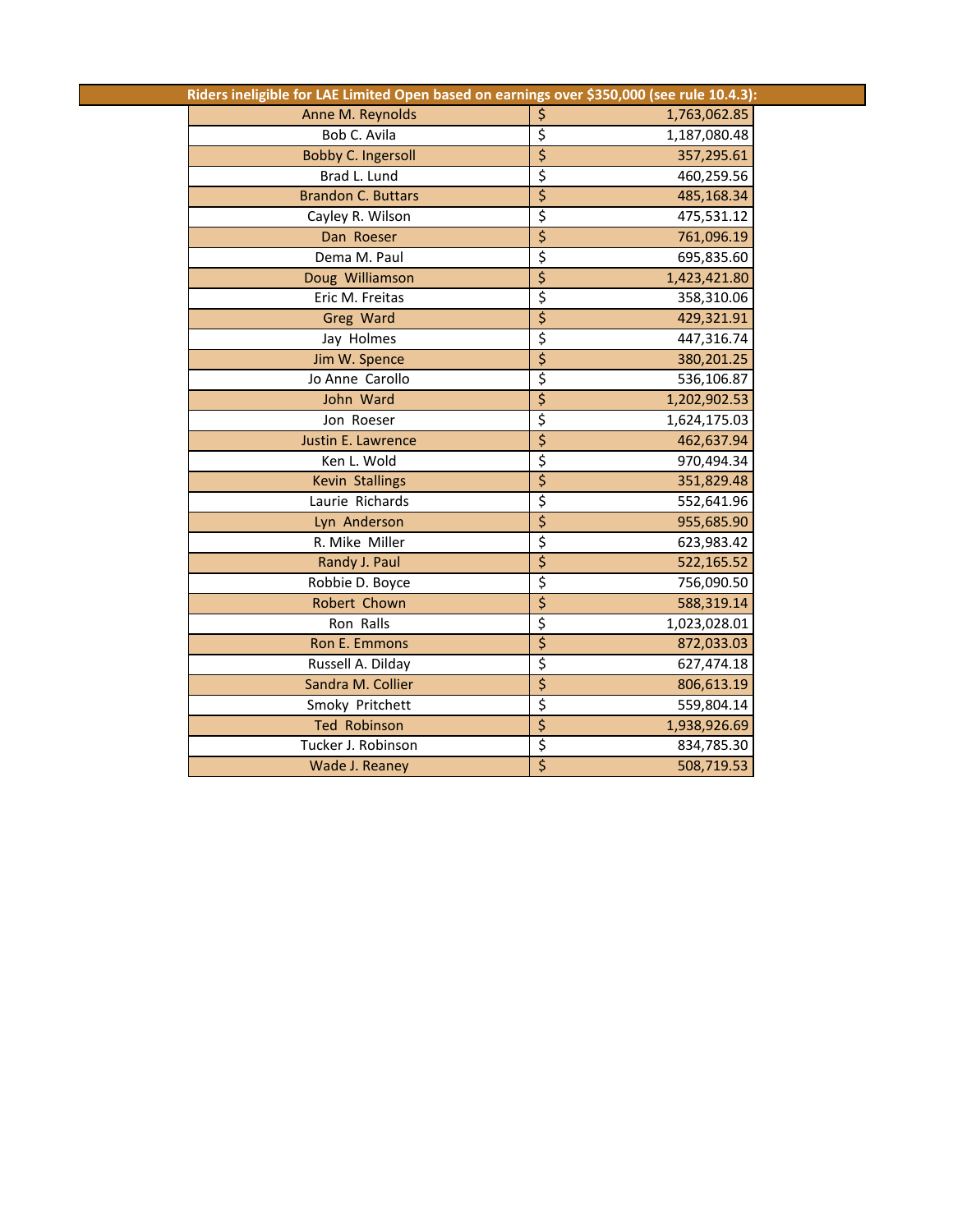| Riders ineligible for LAE Limited Open based on earnings over $350,000 (see rule 10.4.3): | | |
|---|---|---|
| Anne M. Reynolds | $ | 1,763,062.85 |
| Bob C. Avila | $ | 1,187,080.48 |
| Bobby C. Ingersoll | $ | 357,295.61 |
| Brad L. Lund | $ | 460,259.56 |
| Brandon C. Buttars | $ | 485,168.34 |
| Cayley R. Wilson | $ | 475,531.12 |
| Dan Roeser | $ | 761,096.19 |
| Dema M. Paul | $ | 695,835.60 |
| Doug Williamson | $ | 1,423,421.80 |
| Eric M. Freitas | $ | 358,310.06 |
| Greg Ward | $ | 429,321.91 |
| Jay Holmes | $ | 447,316.74 |
| Jim W. Spence | $ | 380,201.25 |
| Jo Anne Carollo | $ | 536,106.87 |
| John Ward | $ | 1,202,902.53 |
| Jon Roeser | $ | 1,624,175.03 |
| Justin E. Lawrence | $ | 462,637.94 |
| Ken L. Wold | $ | 970,494.34 |
| Kevin Stallings | $ | 351,829.48 |
| Laurie Richards | $ | 552,641.96 |
| Lyn Anderson | $ | 955,685.90 |
| R. Mike Miller | $ | 623,983.42 |
| Randy J. Paul | $ | 522,165.52 |
| Robbie D. Boyce | $ | 756,090.50 |
| Robert Chown | $ | 588,319.14 |
| Ron Ralls | $ | 1,023,028.01 |
| Ron E. Emmons | $ | 872,033.03 |
| Russell A. Dilday | $ | 627,474.18 |
| Sandra M. Collier | $ | 806,613.19 |
| Smoky Pritchett | $ | 559,804.14 |
| Ted Robinson | $ | 1,938,926.69 |
| Tucker J. Robinson | $ | 834,785.30 |
| Wade J. Reaney | $ | 508,719.53 |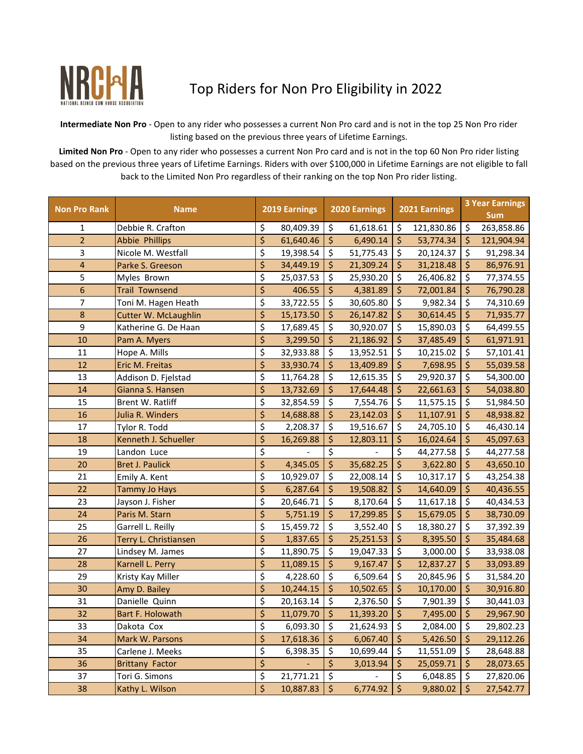# Top Riders for Non Pro Eligibility in 2022

**Intermediate Non Pro** - Open to any rider who possesses a current Non Pro card and is not in the top 25 Non Pro rider listing based on the previous three years of Lifetime Earnings.

**Limited Non Pro** - Open to any rider who possesses a current Non Pro card and is not in the top 60 Non Pro rider listing based on the previous three years of Lifetime Earnings. Riders with over $100,000 in Lifetime Earnings are not eligible to fall back to the Limited Non Pro regardless of their ranking on the top Non Pro rider listing.

| Non Pro Rank | Name | 2019 Earnings | 2020 Earnings | 2021 Earnings | 3 Year Earnings Sum |
|---|---|---|---|---|---|
| 1 | Debbie R. Crafton | $ 80,409.39 | $ 61,618.61 | $ 121,830.86 | $ 263,858.86 |
| 2 | Abbie Phillips | $ 61,640.46 | $ 6,490.14 | $ 53,774.34 | $ 121,904.94 |
| 3 | Nicole M. Westfall | $ 19,398.54 | $ 51,775.43 | $ 20,124.37 | $ 91,298.34 |
| 4 | Parke S. Greeson | $ 34,449.19 | $ 21,309.24 | $ 31,218.48 | $ 86,976.91 |
| 5 | Myles Brown | $ 25,037.53 | $ 25,930.20 | $ 26,406.82 | $ 77,374.55 |
| 6 | Trail Townsend | $ 406.55 | $ 4,381.89 | $ 72,001.84 | $ 76,790.28 |
| 7 | Toni M. Hagen Heath | $ 33,722.55 | $ 30,605.80 | $ 9,982.34 | $ 74,310.69 |
| 8 | Cutter W. McLaughlin | $ 15,173.50 | $ 26,147.82 | $ 30,614.45 | $ 71,935.77 |
| 9 | Katherine G. De Haan | $ 17,689.45 | $ 30,920.07 | $ 15,890.03 | $ 64,499.55 |
| 10 | Pam A. Myers | $ 3,299.50 | $ 21,186.92 | $ 37,485.49 | $ 61,971.91 |
| 11 | Hope A. Mills | $ 32,933.88 | $ 13,952.51 | $ 10,215.02 | $ 57,101.41 |
| 12 | Eric M. Freitas | $ 33,930.74 | $ 13,409.89 | $ 7,698.95 | $ 55,039.58 |
| 13 | Addison D. Fjelstad | $ 11,764.28 | $ 12,615.35 | $ 29,920.37 | $ 54,300.00 |
| 14 | Gianna S. Hansen | $ 13,732.69 | $ 17,644.48 | $ 22,661.63 | $ 54,038.80 |
| 15 | Brent W. Ratliff | $ 32,854.59 | $ 7,554.76 | $ 11,575.15 | $ 51,984.50 |
| 16 | Julia R. Winders | $ 14,688.88 | $ 23,142.03 | $ 11,107.91 | $ 48,938.82 |
| 17 | Tylor R. Todd | $ 2,208.37 | $ 19,516.67 | $ 24,705.10 | $ 46,430.14 |
| 18 | Kenneth J. Schueller | $ 16,269.88 | $ 12,803.11 | $ 16,024.64 | $ 45,097.63 |
| 19 | Landon Luce | $ - | $ - | $ 44,277.58 | $ 44,277.58 |
| 20 | Bret J. Paulick | $ 4,345.05 | $ 35,682.25 | $ 3,622.80 | $ 43,650.10 |
| 21 | Emily A. Kent | $ 10,929.07 | $ 22,008.14 | $ 10,317.17 | $ 43,254.38 |
| 22 | Tammy Jo Hays | $ 6,287.64 | $ 19,508.82 | $ 14,640.09 | $ 40,436.55 |
| 23 | Jayson J. Fisher | $ 20,646.71 | $ 8,170.64 | $ 11,617.18 | $ 40,434.53 |
| 24 | Paris M. Starn | $ 5,751.19 | $ 17,299.85 | $ 15,679.05 | $ 38,730.09 |
| 25 | Garrell L. Reilly | $ 15,459.72 | $ 3,552.40 | $ 18,380.27 | $ 37,392.39 |
| 26 | Terry L. Christiansen | $ 1,837.65 | $ 25,251.53 | $ 8,395.50 | $ 35,484.68 |
| 27 | Lindsey M. James | $ 11,890.75 | $ 19,047.33 | $ 3,000.00 | $ 33,938.08 |
| 28 | Karnell L. Perry | $ 11,089.15 | $ 9,167.47 | $ 12,837.27 | $ 33,093.89 |
| 29 | Kristy Kay Miller | $ 4,228.60 | $ 6,509.64 | $ 20,845.96 | $ 31,584.20 |
| 30 | Amy D. Bailey | $ 10,244.15 | $ 10,502.65 | $ 10,170.00 | $ 30,916.80 |
| 31 | Danielle Quinn | $ 20,163.14 | $ 2,376.50 | $ 7,901.39 | $ 30,441.03 |
| 32 | Bart F. Holowath | $ 11,079.70 | $ 11,393.20 | $ 7,495.00 | $ 29,967.90 |
| 33 | Dakota Cox | $ 6,093.30 | $ 21,624.93 | $ 2,084.00 | $ 29,802.23 |
| 34 | Mark W. Parsons | $ 17,618.36 | $ 6,067.40 | $ 5,426.50 | $ 29,112.26 |
| 35 | Carlene J. Meeks | $ 6,398.35 | $ 10,699.44 | $ 11,551.09 | $ 28,648.88 |
| 36 | Brittany Factor | $ - | $ 3,013.94 | $ 25,059.71 | $ 28,073.65 |
| 37 | Tori G. Simons | $ 21,771.21 | $ - | $ 6,048.85 | $ 27,820.06 |
| 38 | Kathy L. Wilson | $ 10,887.83 | $ 6,774.92 | $ 9,880.02 | $ 27,542.77 |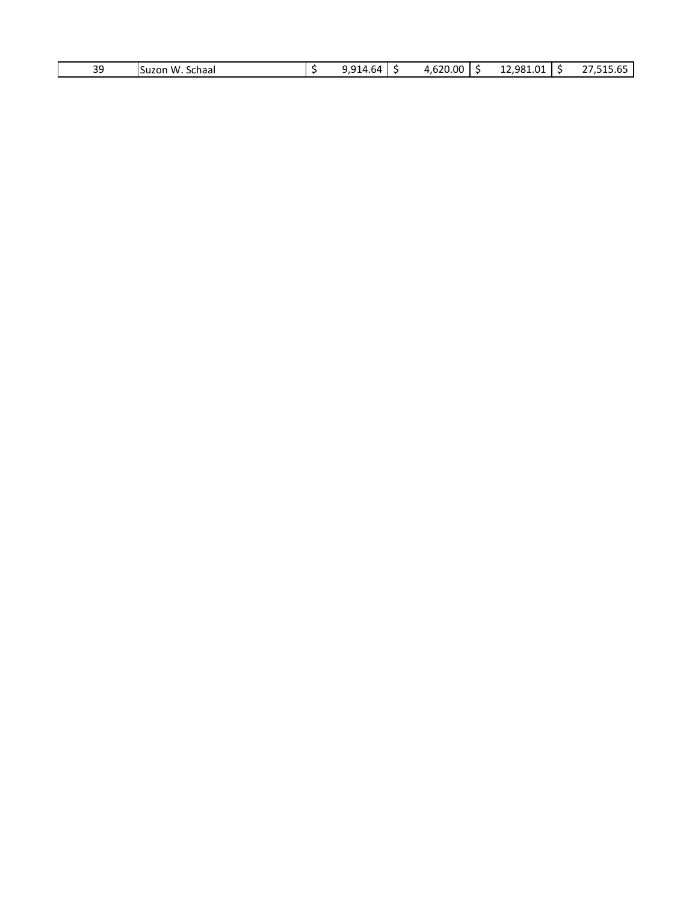| 39 | Suzon W. Schaal | $ 9,914.64 | $ 4,620.00 | $ 12,981.01 | $ 27,515.65 |
|---|---|---|---|---|---|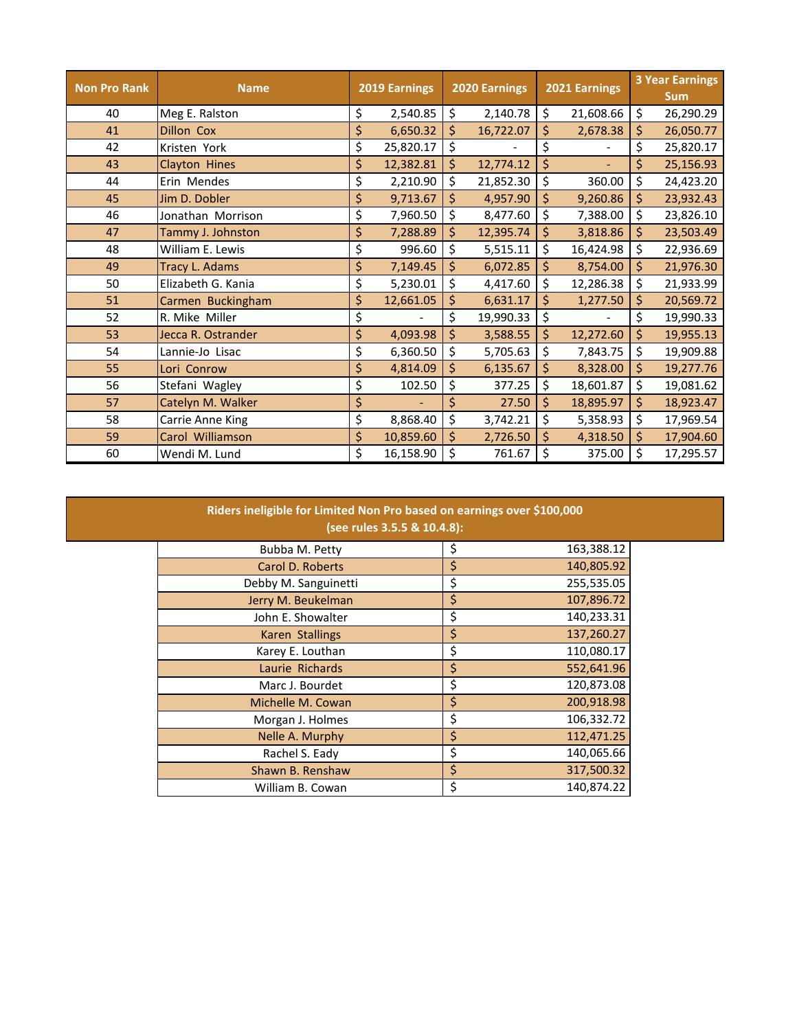| Non Pro Rank | Name | 2019 Earnings | 2020 Earnings | 2021 Earnings | 3 Year Earnings Sum |
|---|---|---|---|---|---|
| 40 | Meg E. Ralston | $ 2,540.85 | $ 2,140.78 | $ 21,608.66 | $ 26,290.29 |
| 41 | Dillon Cox | $ 6,650.32 | $ 16,722.07 | $ 2,678.38 | $ 26,050.77 |
| 42 | Kristen York | $ 25,820.17 | $ - | $ - | $ 25,820.17 |
| 43 | Clayton Hines | $ 12,382.81 | $ 12,774.12 | $ - | $ 25,156.93 |
| 44 | Erin Mendes | $ 2,210.90 | $ 21,852.30 | $ 360.00 | $ 24,423.20 |
| 45 | Jim D. Dobler | $ 9,713.67 | $ 4,957.90 | $ 9,260.86 | $ 23,932.43 |
| 46 | Jonathan Morrison | $ 7,960.50 | $ 8,477.60 | $ 7,388.00 | $ 23,826.10 |
| 47 | Tammy J. Johnston | $ 7,288.89 | $ 12,395.74 | $ 3,818.86 | $ 23,503.49 |
| 48 | William E. Lewis | $ 996.60 | $ 5,515.11 | $ 16,424.98 | $ 22,936.69 |
| 49 | Tracy L. Adams | $ 7,149.45 | $ 6,072.85 | $ 8,754.00 | $ 21,976.30 |
| 50 | Elizabeth G. Kania | $ 5,230.01 | $ 4,417.60 | $ 12,286.38 | $ 21,933.99 |
| 51 | Carmen Buckingham | $ 12,661.05 | $ 6,631.17 | $ 1,277.50 | $ 20,569.72 |
| 52 | R. Mike Miller | $ - | $ 19,990.33 | $ - | $ 19,990.33 |
| 53 | Jecca R. Ostrander | $ 4,093.98 | $ 3,588.55 | $ 12,272.60 | $ 19,955.13 |
| 54 | Lannie-Jo Lisac | $ 6,360.50 | $ 5,705.63 | $ 7,843.75 | $ 19,909.88 |
| 55 | Lori Conrow | $ 4,814.09 | $ 6,135.67 | $ 8,328.00 | $ 19,277.76 |
| 56 | Stefani Wagley | $ 102.50 | $ 377.25 | $ 18,601.87 | $ 19,081.62 |
| 57 | Catelyn M. Walker | $ - | $ 27.50 | $ 18,895.97 | $ 18,923.47 |
| 58 | Carrie Anne King | $ 8,868.40 | $ 3,742.21 | $ 5,358.93 | $ 17,969.54 |
| 59 | Carol Williamson | $ 10,859.60 | $ 2,726.50 | $ 4,318.50 | $ 17,904.60 |
| 60 | Wendi M. Lund | $ 16,158.90 | $ 761.67 | $ 375.00 | $ 17,295.57 |

| Riders ineligible for Limited Non Pro based on earnings over $100,000 (see rules 3.5.5 & 10.4.8): | |
|---|---|
| Bubba M. Petty | $ 163,388.12 |
| Carol D. Roberts | $ 140,805.92 |
| Debby M. Sanguinetti | $ 255,535.05 |
| Jerry M. Beukelman | $ 107,896.72 |
| John E. Showalter | $ 140,233.31 |
| Karen Stallings | $ 137,260.27 |
| Karey E. Louthan | $ 110,080.17 |
| Laurie Richards | $ 552,641.96 |
| Marc J. Bourdet | $ 120,873.08 |
| Michelle M. Cowan | $ 200,918.98 |
| Morgan J. Holmes | $ 106,332.72 |
| Nelle A. Murphy | $ 112,471.25 |
| Rachel S. Eady | $ 140,065.66 |
| Shawn B. Renshaw | $ 317,500.32 |
| William B. Cowan | $ 140,874.22 |